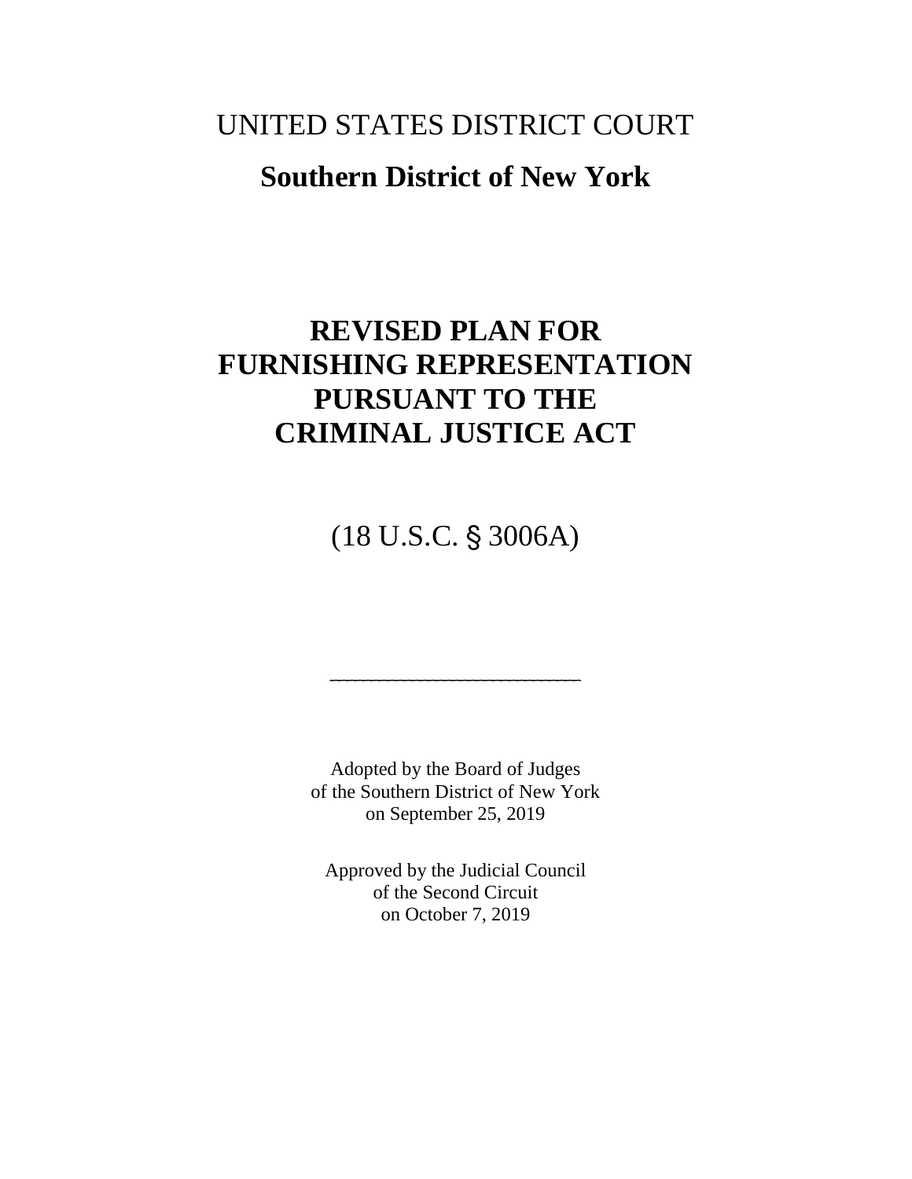# UNITED STATES DISTRICT COURT

## Southern District of New York

# REVISED PLAN FOR FURNISHING REPRESENTATION PURSUANT TO THE CRIMINAL JUSTICE ACT

(18 U.S.C. § 3006A)

---

Adopted by the Board of Judges
of the Southern District of New York
on September 25, 2019

Approved by the Judicial Council
of the Second Circuit
on October 7, 2019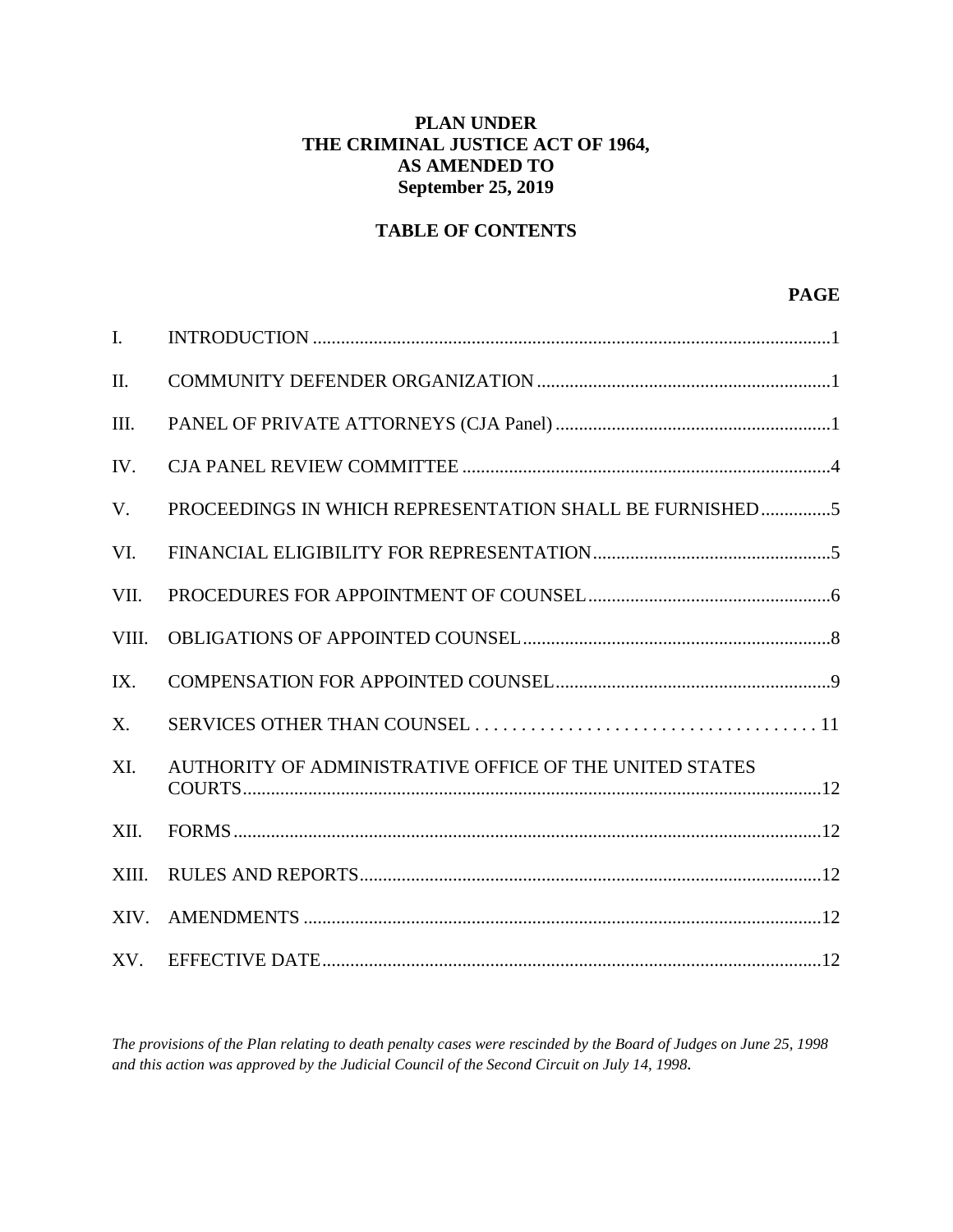# PLAN UNDER THE CRIMINAL JUSTICE ACT OF 1964, AS AMENDED TO September 25, 2019

## TABLE OF CONTENTS

| | | PAGE |
|---|---|---|
| I. | INTRODUCTION | 1 |
| II. | COMMUNITY DEFENDER ORGANIZATION | 1 |
| III. | PANEL OF PRIVATE ATTORNEYS (CJA Panel) | 1 |
| IV. | CJA PANEL REVIEW COMMITTEE | 4 |
| V. | PROCEEDINGS IN WHICH REPRESENTATION SHALL BE FURNISHED | 5 |
| VI. | FINANCIAL ELIGIBILITY FOR REPRESENTATION | 5 |
| VII. | PROCEDURES FOR APPOINTMENT OF COUNSEL | 6 |
| VIII. | OBLIGATIONS OF APPOINTED COUNSEL | 8 |
| IX. | COMPENSATION FOR APPOINTED COUNSEL | 9 |
| X. | SERVICES OTHER THAN COUNSEL | 11 |
| XI. | AUTHORITY OF ADMINISTRATIVE OFFICE OF THE UNITED STATES COURTS | 12 |
| XII. | FORMS | 12 |
| XIII. | RULES AND REPORTS | 12 |
| XIV. | AMENDMENTS | 12 |
| XV. | EFFECTIVE DATE | 12 |

*The provisions of the Plan relating to death penalty cases were rescinded by the Board of Judges on June 25, 1998 and this action was approved by the Judicial Council of the Second Circuit on July 14, 1998.*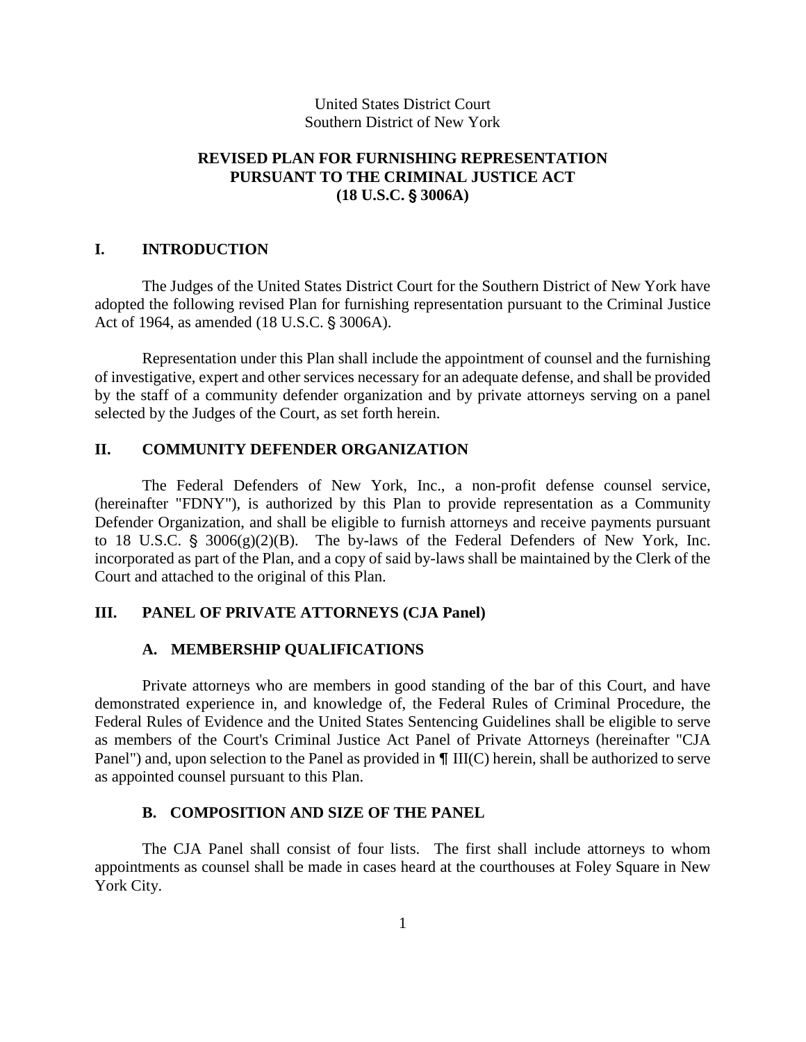United States District Court
Southern District of New York

# REVISED PLAN FOR FURNISHING REPRESENTATION PURSUANT TO THE CRIMINAL JUSTICE ACT (18 U.S.C. § 3006A)

## I. INTRODUCTION

The Judges of the United States District Court for the Southern District of New York have adopted the following revised Plan for furnishing representation pursuant to the Criminal Justice Act of 1964, as amended (18 U.S.C. § 3006A).

Representation under this Plan shall include the appointment of counsel and the furnishing of investigative, expert and other services necessary for an adequate defense, and shall be provided by the staff of a community defender organization and by private attorneys serving on a panel selected by the Judges of the Court, as set forth herein.

## II. COMMUNITY DEFENDER ORGANIZATION

The Federal Defenders of New York, Inc., a non-profit defense counsel service, (hereinafter "FDNY"), is authorized by this Plan to provide representation as a Community Defender Organization, and shall be eligible to furnish attorneys and receive payments pursuant to 18 U.S.C. § 3006(g)(2)(B). The by-laws of the Federal Defenders of New York, Inc. incorporated as part of the Plan, and a copy of said by-laws shall be maintained by the Clerk of the Court and attached to the original of this Plan.

## III. PANEL OF PRIVATE ATTORNEYS (CJA Panel)

### A. MEMBERSHIP QUALIFICATIONS

Private attorneys who are members in good standing of the bar of this Court, and have demonstrated experience in, and knowledge of, the Federal Rules of Criminal Procedure, the Federal Rules of Evidence and the United States Sentencing Guidelines shall be eligible to serve as members of the Court's Criminal Justice Act Panel of Private Attorneys (hereinafter "CJA Panel") and, upon selection to the Panel as provided in ¶ III(C) herein, shall be authorized to serve as appointed counsel pursuant to this Plan.

### B. COMPOSITION AND SIZE OF THE PANEL

The CJA Panel shall consist of four lists. The first shall include attorneys to whom appointments as counsel shall be made in cases heard at the courthouses at Foley Square in New York City.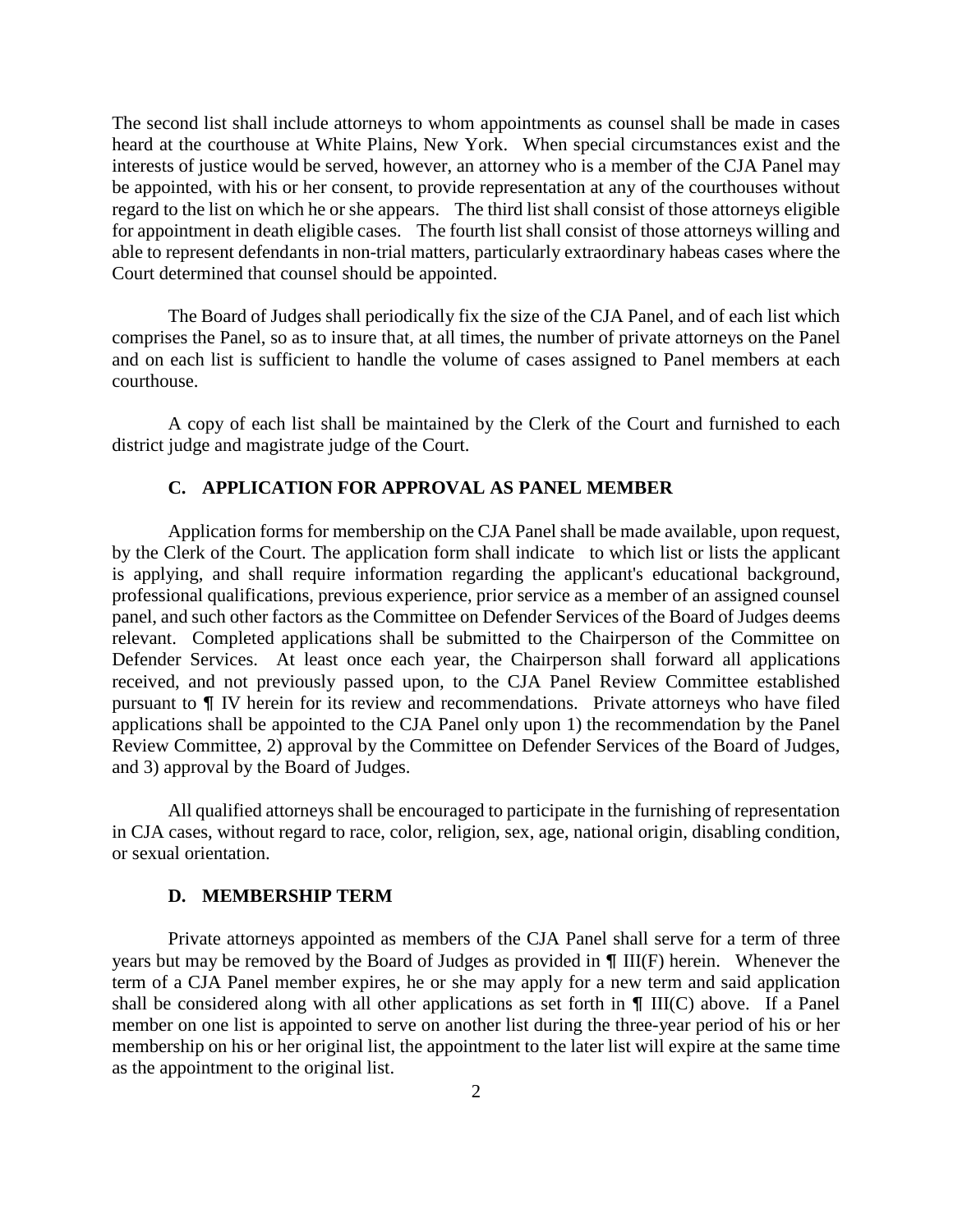The second list shall include attorneys to whom appointments as counsel shall be made in cases heard at the courthouse at White Plains, New York. When special circumstances exist and the interests of justice would be served, however, an attorney who is a member of the CJA Panel may be appointed, with his or her consent, to provide representation at any of the courthouses without regard to the list on which he or she appears. The third list shall consist of those attorneys eligible for appointment in death eligible cases. The fourth list shall consist of those attorneys willing and able to represent defendants in non-trial matters, particularly extraordinary habeas cases where the Court determined that counsel should be appointed.

The Board of Judges shall periodically fix the size of the CJA Panel, and of each list which comprises the Panel, so as to insure that, at all times, the number of private attorneys on the Panel and on each list is sufficient to handle the volume of cases assigned to Panel members at each courthouse.

A copy of each list shall be maintained by the Clerk of the Court and furnished to each district judge and magistrate judge of the Court.

### C. APPLICATION FOR APPROVAL AS PANEL MEMBER

Application forms for membership on the CJA Panel shall be made available, upon request, by the Clerk of the Court. The application form shall indicate to which list or lists the applicant is applying, and shall require information regarding the applicant's educational background, professional qualifications, previous experience, prior service as a member of an assigned counsel panel, and such other factors as the Committee on Defender Services of the Board of Judges deems relevant. Completed applications shall be submitted to the Chairperson of the Committee on Defender Services. At least once each year, the Chairperson shall forward all applications received, and not previously passed upon, to the CJA Panel Review Committee established pursuant to ¶ IV herein for its review and recommendations. Private attorneys who have filed applications shall be appointed to the CJA Panel only upon 1) the recommendation by the Panel Review Committee, 2) approval by the Committee on Defender Services of the Board of Judges, and 3) approval by the Board of Judges.

All qualified attorneys shall be encouraged to participate in the furnishing of representation in CJA cases, without regard to race, color, religion, sex, age, national origin, disabling condition, or sexual orientation.

### D. MEMBERSHIP TERM

Private attorneys appointed as members of the CJA Panel shall serve for a term of three years but may be removed by the Board of Judges as provided in ¶ III(F) herein. Whenever the term of a CJA Panel member expires, he or she may apply for a new term and said application shall be considered along with all other applications as set forth in ¶ III(C) above. If a Panel member on one list is appointed to serve on another list during the three-year period of his or her membership on his or her original list, the appointment to the later list will expire at the same time as the appointment to the original list.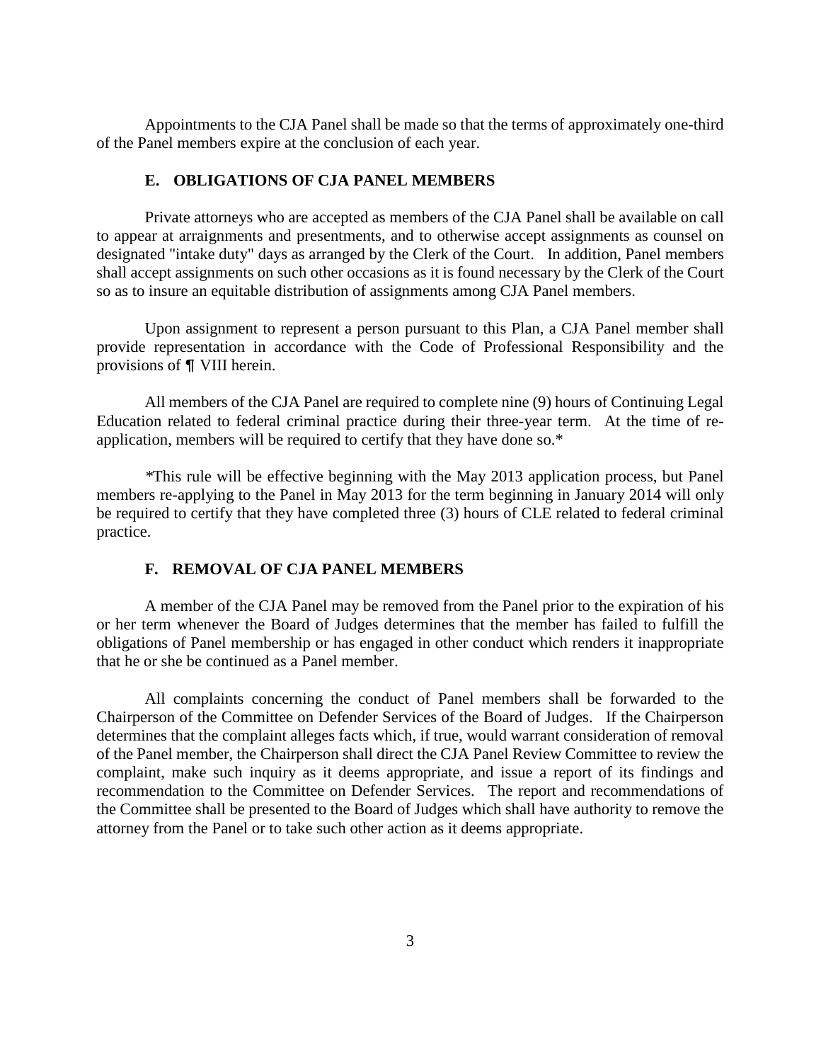Appointments to the CJA Panel shall be made so that the terms of approximately one-third of the Panel members expire at the conclusion of each year.

### E. OBLIGATIONS OF CJA PANEL MEMBERS

Private attorneys who are accepted as members of the CJA Panel shall be available on call to appear at arraignments and presentments, and to otherwise accept assignments as counsel on designated "intake duty" days as arranged by the Clerk of the Court. In addition, Panel members shall accept assignments on such other occasions as it is found necessary by the Clerk of the Court so as to insure an equitable distribution of assignments among CJA Panel members.

Upon assignment to represent a person pursuant to this Plan, a CJA Panel member shall provide representation in accordance with the Code of Professional Responsibility and the provisions of ¶ VIII herein.

All members of the CJA Panel are required to complete nine (9) hours of Continuing Legal Education related to federal criminal practice during their three-year term. At the time of re-application, members will be required to certify that they have done so.*

*This rule will be effective beginning with the May 2013 application process, but Panel members re-applying to the Panel in May 2013 for the term beginning in January 2014 will only be required to certify that they have completed three (3) hours of CLE related to federal criminal practice.

### F. REMOVAL OF CJA PANEL MEMBERS

A member of the CJA Panel may be removed from the Panel prior to the expiration of his or her term whenever the Board of Judges determines that the member has failed to fulfill the obligations of Panel membership or has engaged in other conduct which renders it inappropriate that he or she be continued as a Panel member.

All complaints concerning the conduct of Panel members shall be forwarded to the Chairperson of the Committee on Defender Services of the Board of Judges. If the Chairperson determines that the complaint alleges facts which, if true, would warrant consideration of removal of the Panel member, the Chairperson shall direct the CJA Panel Review Committee to review the complaint, make such inquiry as it deems appropriate, and issue a report of its findings and recommendation to the Committee on Defender Services. The report and recommendations of the Committee shall be presented to the Board of Judges which shall have authority to remove the attorney from the Panel or to take such other action as it deems appropriate.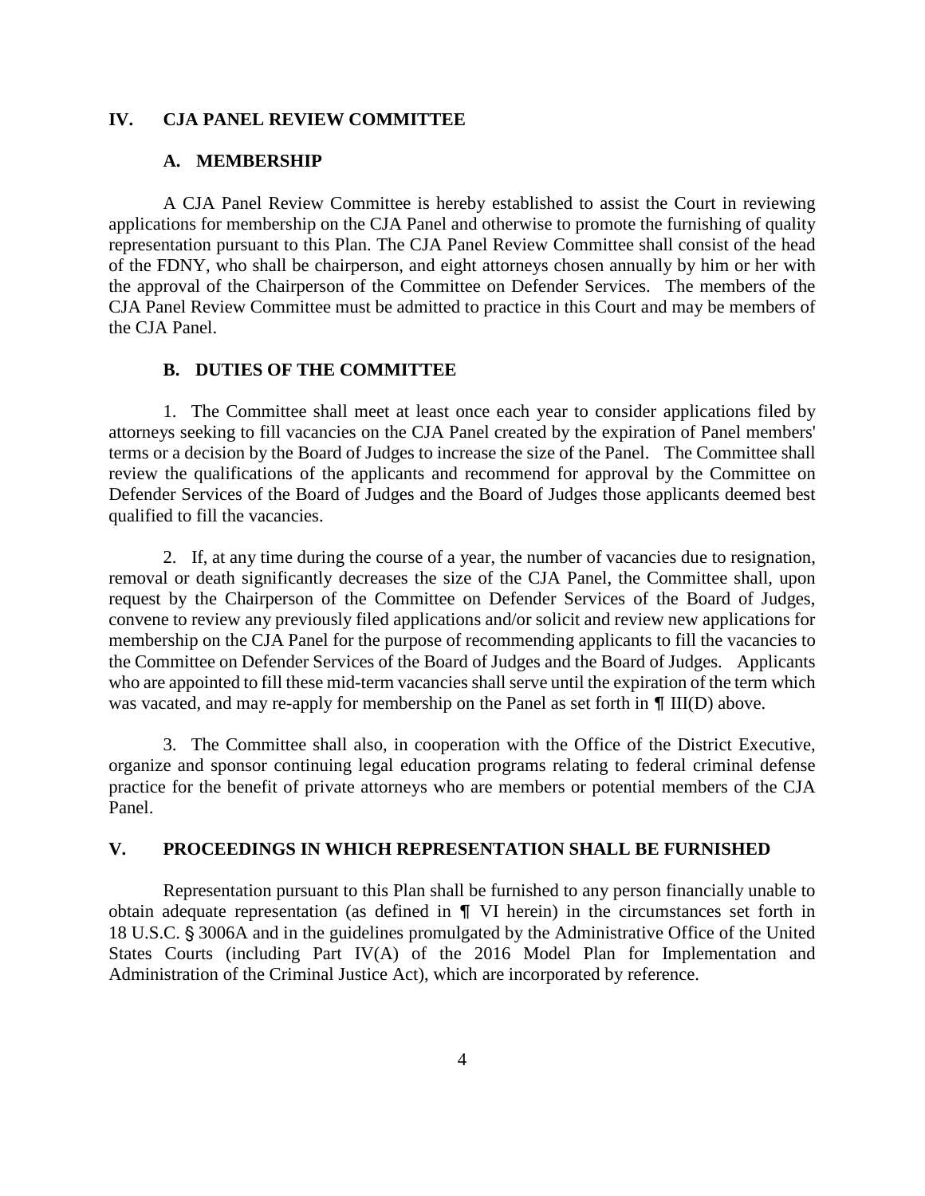## IV. CJA PANEL REVIEW COMMITTEE

### A. MEMBERSHIP

A CJA Panel Review Committee is hereby established to assist the Court in reviewing applications for membership on the CJA Panel and otherwise to promote the furnishing of quality representation pursuant to this Plan. The CJA Panel Review Committee shall consist of the head of the FDNY, who shall be chairperson, and eight attorneys chosen annually by him or her with the approval of the Chairperson of the Committee on Defender Services. The members of the CJA Panel Review Committee must be admitted to practice in this Court and may be members of the CJA Panel.

### B. DUTIES OF THE COMMITTEE

1. The Committee shall meet at least once each year to consider applications filed by attorneys seeking to fill vacancies on the CJA Panel created by the expiration of Panel members' terms or a decision by the Board of Judges to increase the size of the Panel. The Committee shall review the qualifications of the applicants and recommend for approval by the Committee on Defender Services of the Board of Judges and the Board of Judges those applicants deemed best qualified to fill the vacancies.

2. If, at any time during the course of a year, the number of vacancies due to resignation, removal or death significantly decreases the size of the CJA Panel, the Committee shall, upon request by the Chairperson of the Committee on Defender Services of the Board of Judges, convene to review any previously filed applications and/or solicit and review new applications for membership on the CJA Panel for the purpose of recommending applicants to fill the vacancies to the Committee on Defender Services of the Board of Judges and the Board of Judges. Applicants who are appointed to fill these mid-term vacancies shall serve until the expiration of the term which was vacated, and may re-apply for membership on the Panel as set forth in ¶ III(D) above.

3. The Committee shall also, in cooperation with the Office of the District Executive, organize and sponsor continuing legal education programs relating to federal criminal defense practice for the benefit of private attorneys who are members or potential members of the CJA Panel.

## V. PROCEEDINGS IN WHICH REPRESENTATION SHALL BE FURNISHED

Representation pursuant to this Plan shall be furnished to any person financially unable to obtain adequate representation (as defined in ¶ VI herein) in the circumstances set forth in 18 U.S.C. § 3006A and in the guidelines promulgated by the Administrative Office of the United States Courts (including Part IV(A) of the 2016 Model Plan for Implementation and Administration of the Criminal Justice Act), which are incorporated by reference.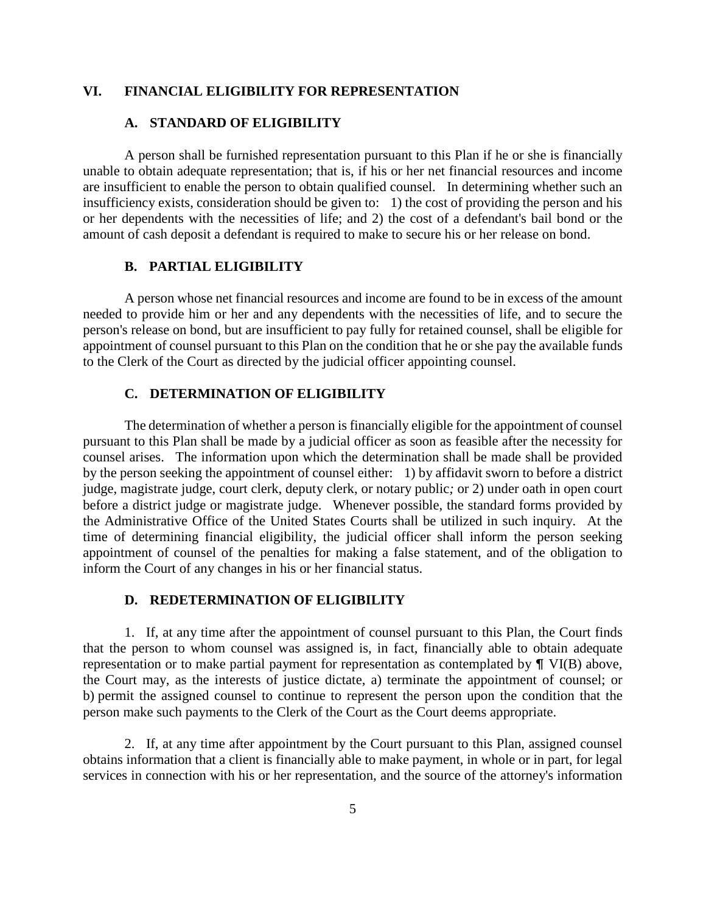## VI. FINANCIAL ELIGIBILITY FOR REPRESENTATION

### A. STANDARD OF ELIGIBILITY

A person shall be furnished representation pursuant to this Plan if he or she is financially unable to obtain adequate representation; that is, if his or her net financial resources and income are insufficient to enable the person to obtain qualified counsel. In determining whether such an insufficiency exists, consideration should be given to: 1) the cost of providing the person and his or her dependents with the necessities of life; and 2) the cost of a defendant's bail bond or the amount of cash deposit a defendant is required to make to secure his or her release on bond.

### B. PARTIAL ELIGIBILITY

A person whose net financial resources and income are found to be in excess of the amount needed to provide him or her and any dependents with the necessities of life, and to secure the person's release on bond, but are insufficient to pay fully for retained counsel, shall be eligible for appointment of counsel pursuant to this Plan on the condition that he or she pay the available funds to the Clerk of the Court as directed by the judicial officer appointing counsel.

### C. DETERMINATION OF ELIGIBILITY

The determination of whether a person is financially eligible for the appointment of counsel pursuant to this Plan shall be made by a judicial officer as soon as feasible after the necessity for counsel arises. The information upon which the determination shall be made shall be provided by the person seeking the appointment of counsel either: 1) by affidavit sworn to before a district judge, magistrate judge, court clerk, deputy clerk, or notary public*;* or 2) under oath in open court before a district judge or magistrate judge. Whenever possible, the standard forms provided by the Administrative Office of the United States Courts shall be utilized in such inquiry. At the time of determining financial eligibility, the judicial officer shall inform the person seeking appointment of counsel of the penalties for making a false statement, and of the obligation to inform the Court of any changes in his or her financial status.

### D. REDETERMINATION OF ELIGIBILITY

1. If, at any time after the appointment of counsel pursuant to this Plan, the Court finds that the person to whom counsel was assigned is, in fact, financially able to obtain adequate representation or to make partial payment for representation as contemplated by ¶ VI(B) above, the Court may, as the interests of justice dictate, a) terminate the appointment of counsel; or b) permit the assigned counsel to continue to represent the person upon the condition that the person make such payments to the Clerk of the Court as the Court deems appropriate.

2. If, at any time after appointment by the Court pursuant to this Plan, assigned counsel obtains information that a client is financially able to make payment, in whole or in part, for legal services in connection with his or her representation, and the source of the attorney's information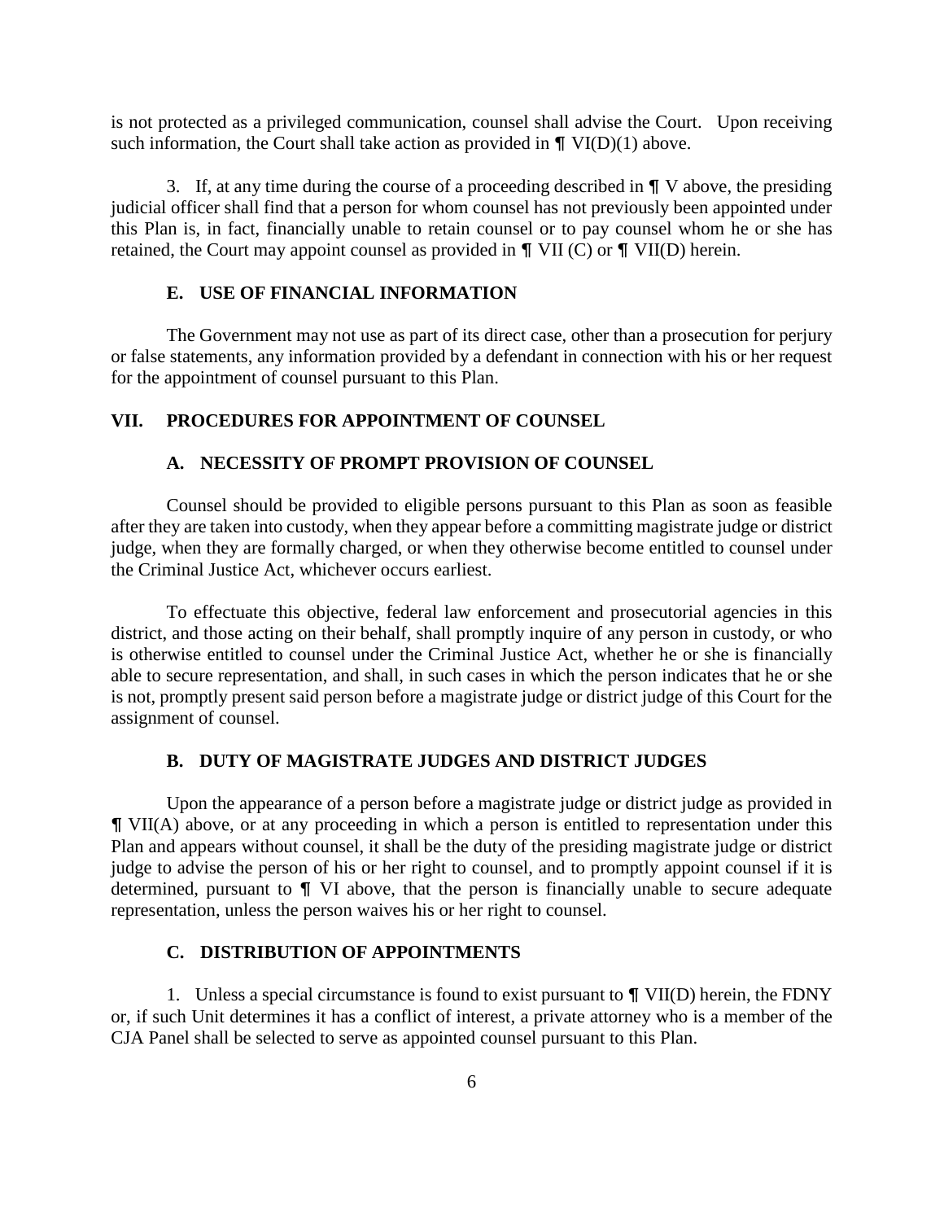is not protected as a privileged communication, counsel shall advise the Court. Upon receiving such information, the Court shall take action as provided in ¶ VI(D)(1) above.

3. If, at any time during the course of a proceeding described in ¶ V above, the presiding judicial officer shall find that a person for whom counsel has not previously been appointed under this Plan is, in fact, financially unable to retain counsel or to pay counsel whom he or she has retained, the Court may appoint counsel as provided in ¶ VII (C) or ¶ VII(D) herein.

### E. USE OF FINANCIAL INFORMATION

The Government may not use as part of its direct case, other than a prosecution for perjury or false statements, any information provided by a defendant in connection with his or her request for the appointment of counsel pursuant to this Plan.

## VII. PROCEDURES FOR APPOINTMENT OF COUNSEL

### A. NECESSITY OF PROMPT PROVISION OF COUNSEL

Counsel should be provided to eligible persons pursuant to this Plan as soon as feasible after they are taken into custody, when they appear before a committing magistrate judge or district judge, when they are formally charged, or when they otherwise become entitled to counsel under the Criminal Justice Act, whichever occurs earliest.

To effectuate this objective, federal law enforcement and prosecutorial agencies in this district, and those acting on their behalf, shall promptly inquire of any person in custody, or who is otherwise entitled to counsel under the Criminal Justice Act, whether he or she is financially able to secure representation, and shall, in such cases in which the person indicates that he or she is not, promptly present said person before a magistrate judge or district judge of this Court for the assignment of counsel.

### B. DUTY OF MAGISTRATE JUDGES AND DISTRICT JUDGES

Upon the appearance of a person before a magistrate judge or district judge as provided in ¶ VII(A) above, or at any proceeding in which a person is entitled to representation under this Plan and appears without counsel, it shall be the duty of the presiding magistrate judge or district judge to advise the person of his or her right to counsel, and to promptly appoint counsel if it is determined, pursuant to ¶ VI above, that the person is financially unable to secure adequate representation, unless the person waives his or her right to counsel.

### C. DISTRIBUTION OF APPOINTMENTS

1. Unless a special circumstance is found to exist pursuant to ¶ VII(D) herein, the FDNY or, if such Unit determines it has a conflict of interest, a private attorney who is a member of the CJA Panel shall be selected to serve as appointed counsel pursuant to this Plan.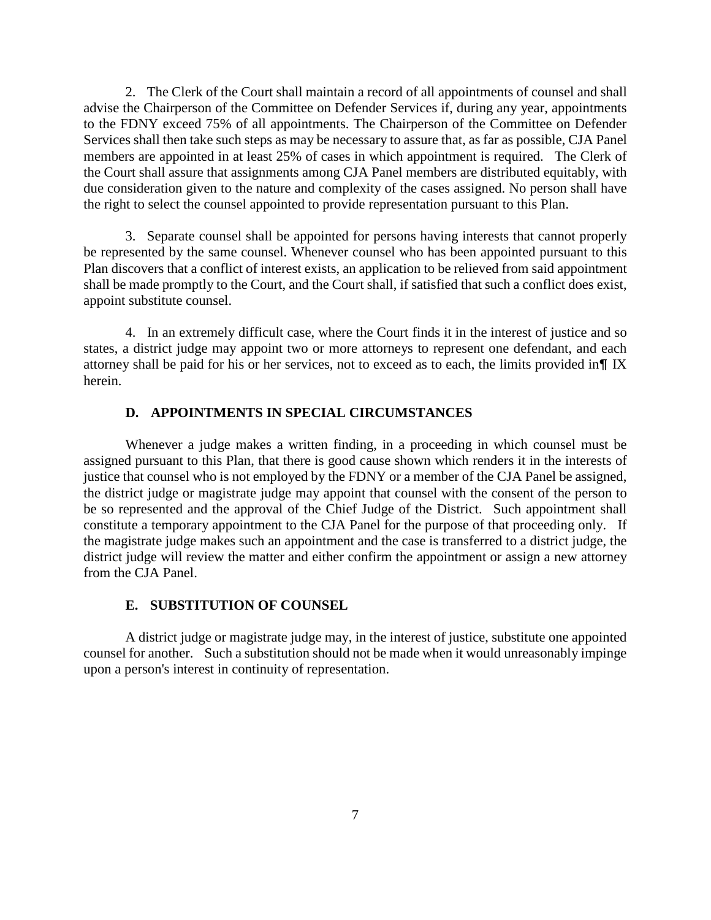2. The Clerk of the Court shall maintain a record of all appointments of counsel and shall advise the Chairperson of the Committee on Defender Services if, during any year, appointments to the FDNY exceed 75% of all appointments. The Chairperson of the Committee on Defender Services shall then take such steps as may be necessary to assure that, as far as possible, CJA Panel members are appointed in at least 25% of cases in which appointment is required. The Clerk of the Court shall assure that assignments among CJA Panel members are distributed equitably, with due consideration given to the nature and complexity of the cases assigned. No person shall have the right to select the counsel appointed to provide representation pursuant to this Plan.

3. Separate counsel shall be appointed for persons having interests that cannot properly be represented by the same counsel. Whenever counsel who has been appointed pursuant to this Plan discovers that a conflict of interest exists, an application to be relieved from said appointment shall be made promptly to the Court, and the Court shall, if satisfied that such a conflict does exist, appoint substitute counsel.

4. In an extremely difficult case, where the Court finds it in the interest of justice and so states, a district judge may appoint two or more attorneys to represent one defendant, and each attorney shall be paid for his or her services, not to exceed as to each, the limits provided in¶ IX herein.

### D. APPOINTMENTS IN SPECIAL CIRCUMSTANCES

Whenever a judge makes a written finding, in a proceeding in which counsel must be assigned pursuant to this Plan, that there is good cause shown which renders it in the interests of justice that counsel who is not employed by the FDNY or a member of the CJA Panel be assigned, the district judge or magistrate judge may appoint that counsel with the consent of the person to be so represented and the approval of the Chief Judge of the District. Such appointment shall constitute a temporary appointment to the CJA Panel for the purpose of that proceeding only. If the magistrate judge makes such an appointment and the case is transferred to a district judge, the district judge will review the matter and either confirm the appointment or assign a new attorney from the CJA Panel.

### E. SUBSTITUTION OF COUNSEL

A district judge or magistrate judge may, in the interest of justice, substitute one appointed counsel for another. Such a substitution should not be made when it would unreasonably impinge upon a person's interest in continuity of representation.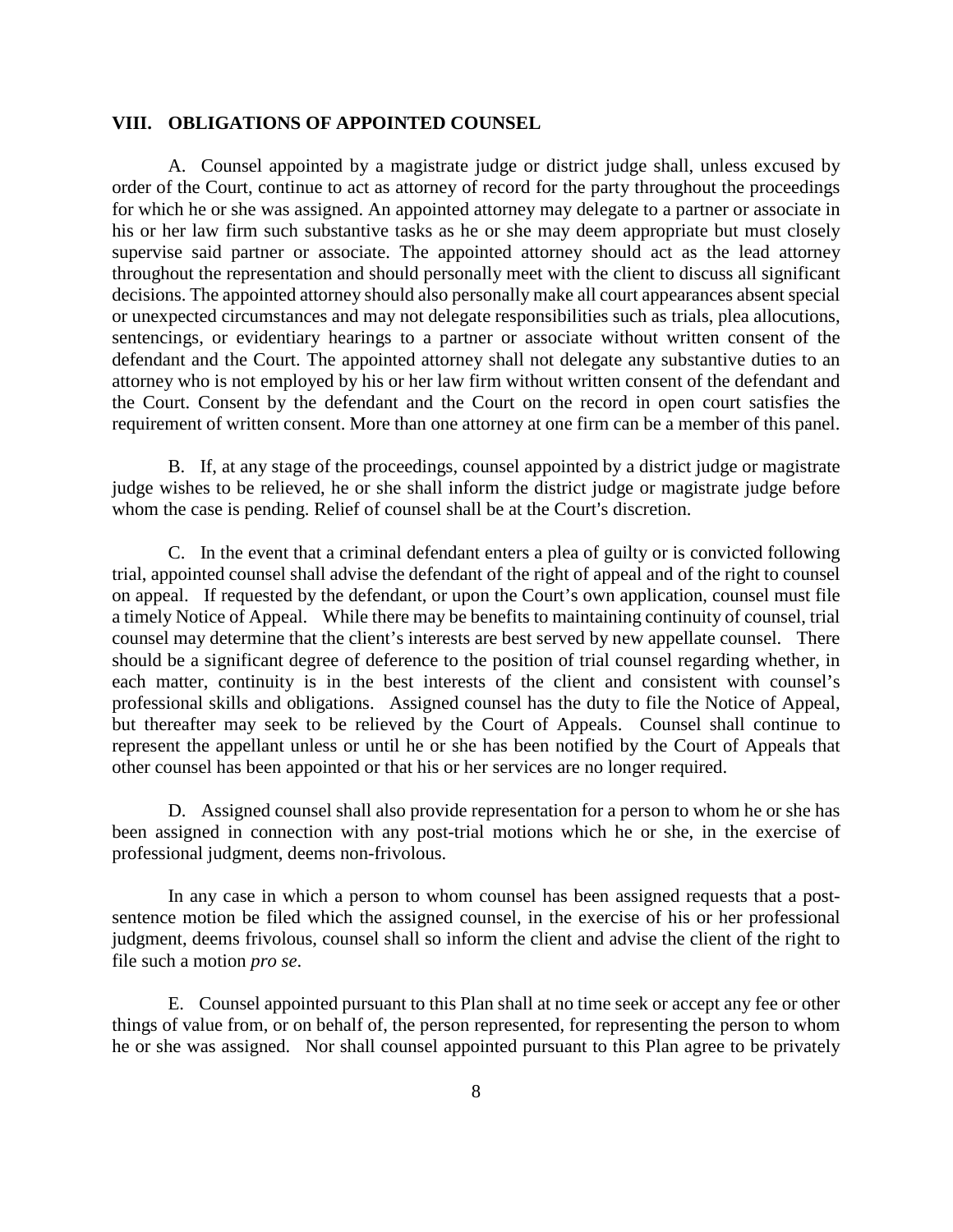## VIII. OBLIGATIONS OF APPOINTED COUNSEL

A. Counsel appointed by a magistrate judge or district judge shall, unless excused by order of the Court, continue to act as attorney of record for the party throughout the proceedings for which he or she was assigned. An appointed attorney may delegate to a partner or associate in his or her law firm such substantive tasks as he or she may deem appropriate but must closely supervise said partner or associate. The appointed attorney should act as the lead attorney throughout the representation and should personally meet with the client to discuss all significant decisions. The appointed attorney should also personally make all court appearances absent special or unexpected circumstances and may not delegate responsibilities such as trials, plea allocutions, sentencings, or evidentiary hearings to a partner or associate without written consent of the defendant and the Court. The appointed attorney shall not delegate any substantive duties to an attorney who is not employed by his or her law firm without written consent of the defendant and the Court. Consent by the defendant and the Court on the record in open court satisfies the requirement of written consent. More than one attorney at one firm can be a member of this panel.

B. If, at any stage of the proceedings, counsel appointed by a district judge or magistrate judge wishes to be relieved, he or she shall inform the district judge or magistrate judge before whom the case is pending. Relief of counsel shall be at the Court's discretion.

C. In the event that a criminal defendant enters a plea of guilty or is convicted following trial, appointed counsel shall advise the defendant of the right of appeal and of the right to counsel on appeal. If requested by the defendant, or upon the Court's own application, counsel must file a timely Notice of Appeal. While there may be benefits to maintaining continuity of counsel, trial counsel may determine that the client's interests are best served by new appellate counsel. There should be a significant degree of deference to the position of trial counsel regarding whether, in each matter, continuity is in the best interests of the client and consistent with counsel's professional skills and obligations. Assigned counsel has the duty to file the Notice of Appeal, but thereafter may seek to be relieved by the Court of Appeals. Counsel shall continue to represent the appellant unless or until he or she has been notified by the Court of Appeals that other counsel has been appointed or that his or her services are no longer required.

D. Assigned counsel shall also provide representation for a person to whom he or she has been assigned in connection with any post-trial motions which he or she, in the exercise of professional judgment, deems non-frivolous.

In any case in which a person to whom counsel has been assigned requests that a post-sentence motion be filed which the assigned counsel, in the exercise of his or her professional judgment, deems frivolous, counsel shall so inform the client and advise the client of the right to file such a motion *pro se*.

E. Counsel appointed pursuant to this Plan shall at no time seek or accept any fee or other things of value from, or on behalf of, the person represented, for representing the person to whom he or she was assigned. Nor shall counsel appointed pursuant to this Plan agree to be privately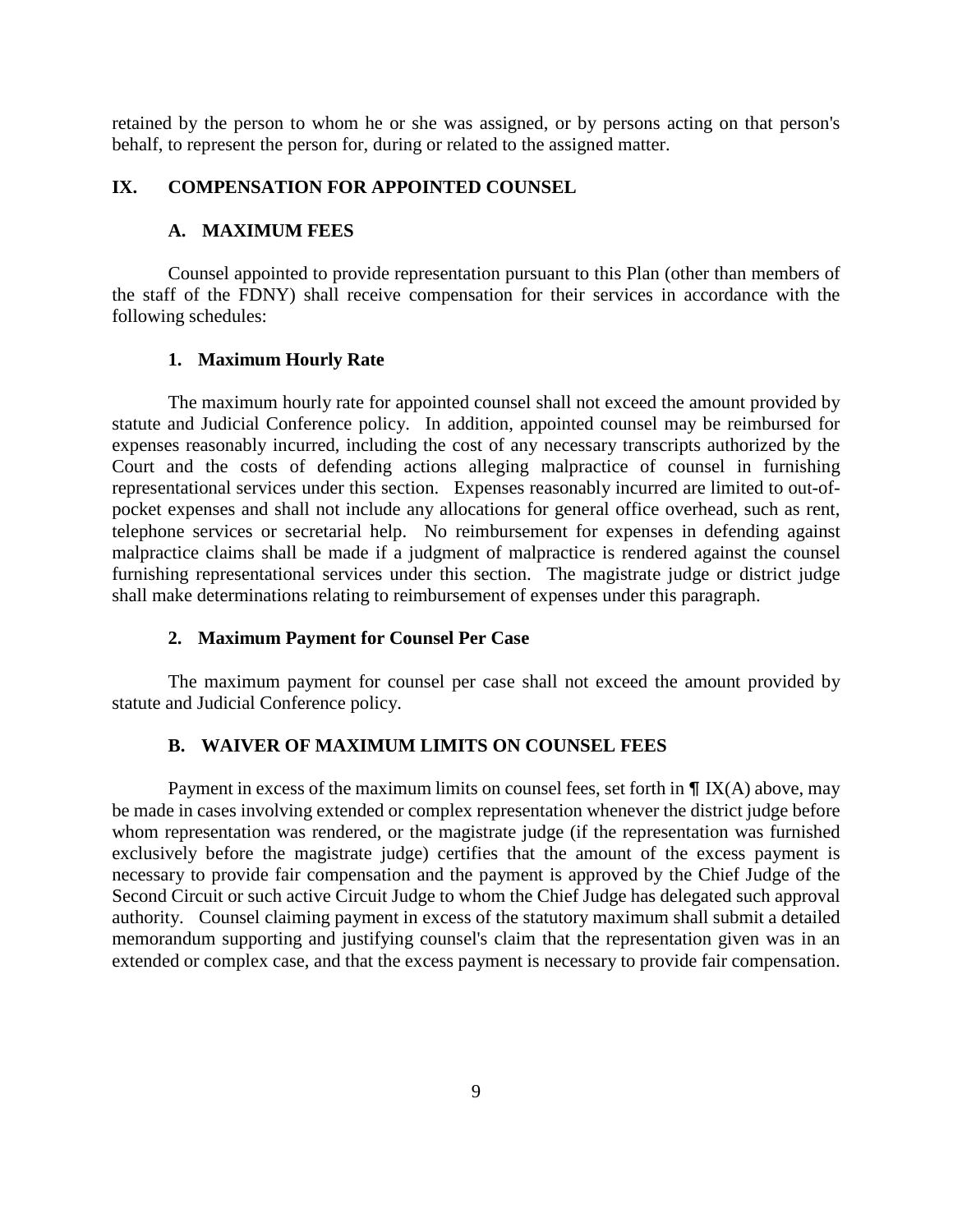retained by the person to whom he or she was assigned, or by persons acting on that person's behalf, to represent the person for, during or related to the assigned matter.

## IX. COMPENSATION FOR APPOINTED COUNSEL

### A. MAXIMUM FEES

Counsel appointed to provide representation pursuant to this Plan (other than members of the staff of the FDNY) shall receive compensation for their services in accordance with the following schedules:

#### 1. Maximum Hourly Rate

The maximum hourly rate for appointed counsel shall not exceed the amount provided by statute and Judicial Conference policy. In addition, appointed counsel may be reimbursed for expenses reasonably incurred, including the cost of any necessary transcripts authorized by the Court and the costs of defending actions alleging malpractice of counsel in furnishing representational services under this section. Expenses reasonably incurred are limited to out-of-pocket expenses and shall not include any allocations for general office overhead, such as rent, telephone services or secretarial help. No reimbursement for expenses in defending against malpractice claims shall be made if a judgment of malpractice is rendered against the counsel furnishing representational services under this section. The magistrate judge or district judge shall make determinations relating to reimbursement of expenses under this paragraph.

#### 2. Maximum Payment for Counsel Per Case

The maximum payment for counsel per case shall not exceed the amount provided by statute and Judicial Conference policy.

### B. WAIVER OF MAXIMUM LIMITS ON COUNSEL FEES

Payment in excess of the maximum limits on counsel fees, set forth in ¶ IX(A) above, may be made in cases involving extended or complex representation whenever the district judge before whom representation was rendered, or the magistrate judge (if the representation was furnished exclusively before the magistrate judge) certifies that the amount of the excess payment is necessary to provide fair compensation and the payment is approved by the Chief Judge of the Second Circuit or such active Circuit Judge to whom the Chief Judge has delegated such approval authority. Counsel claiming payment in excess of the statutory maximum shall submit a detailed memorandum supporting and justifying counsel's claim that the representation given was in an extended or complex case, and that the excess payment is necessary to provide fair compensation.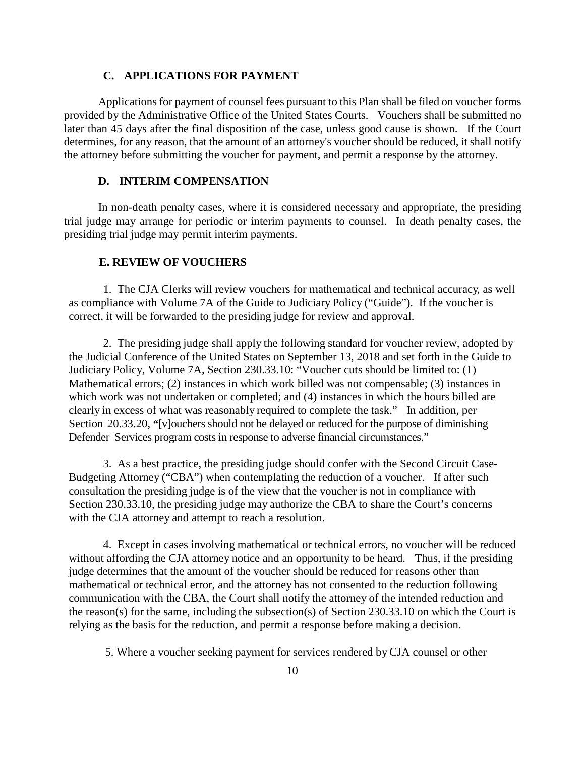### C. APPLICATIONS FOR PAYMENT

Applications for payment of counsel fees pursuant to this Plan shall be filed on voucher forms provided by the Administrative Office of the United States Courts. Vouchers shall be submitted no later than 45 days after the final disposition of the case, unless good cause is shown. If the Court determines, for any reason, that the amount of an attorney's voucher should be reduced, it shall notify the attorney before submitting the voucher for payment, and permit a response by the attorney.

### D. INTERIM COMPENSATION

In non-death penalty cases, where it is considered necessary and appropriate, the presiding trial judge may arrange for periodic or interim payments to counsel. In death penalty cases, the presiding trial judge may permit interim payments.

### E. REVIEW OF VOUCHERS

1. The CJA Clerks will review vouchers for mathematical and technical accuracy, as well as compliance with Volume 7A of the Guide to Judiciary Policy ("Guide"). If the voucher is correct, it will be forwarded to the presiding judge for review and approval.

2. The presiding judge shall apply the following standard for voucher review, adopted by the Judicial Conference of the United States on September 13, 2018 and set forth in the Guide to Judiciary Policy, Volume 7A, Section 230.33.10: "Voucher cuts should be limited to: (1) Mathematical errors; (2) instances in which work billed was not compensable; (3) instances in which work was not undertaken or completed; and (4) instances in which the hours billed are clearly in excess of what was reasonably required to complete the task." In addition, per Section 20.33.20, "[v]ouchers should not be delayed or reduced for the purpose of diminishing Defender Services program costs in response to adverse financial circumstances."

3. As a best practice, the presiding judge should confer with the Second Circuit Case-Budgeting Attorney ("CBA") when contemplating the reduction of a voucher. If after such consultation the presiding judge is of the view that the voucher is not in compliance with Section 230.33.10, the presiding judge may authorize the CBA to share the Court's concerns with the CJA attorney and attempt to reach a resolution.

4. Except in cases involving mathematical or technical errors, no voucher will be reduced without affording the CJA attorney notice and an opportunity to be heard. Thus, if the presiding judge determines that the amount of the voucher should be reduced for reasons other than mathematical or technical error, and the attorney has not consented to the reduction following communication with the CBA, the Court shall notify the attorney of the intended reduction and the reason(s) for the same, including the subsection(s) of Section 230.33.10 on which the Court is relying as the basis for the reduction, and permit a response before making a decision.

5. Where a voucher seeking payment for services rendered by CJA counsel or other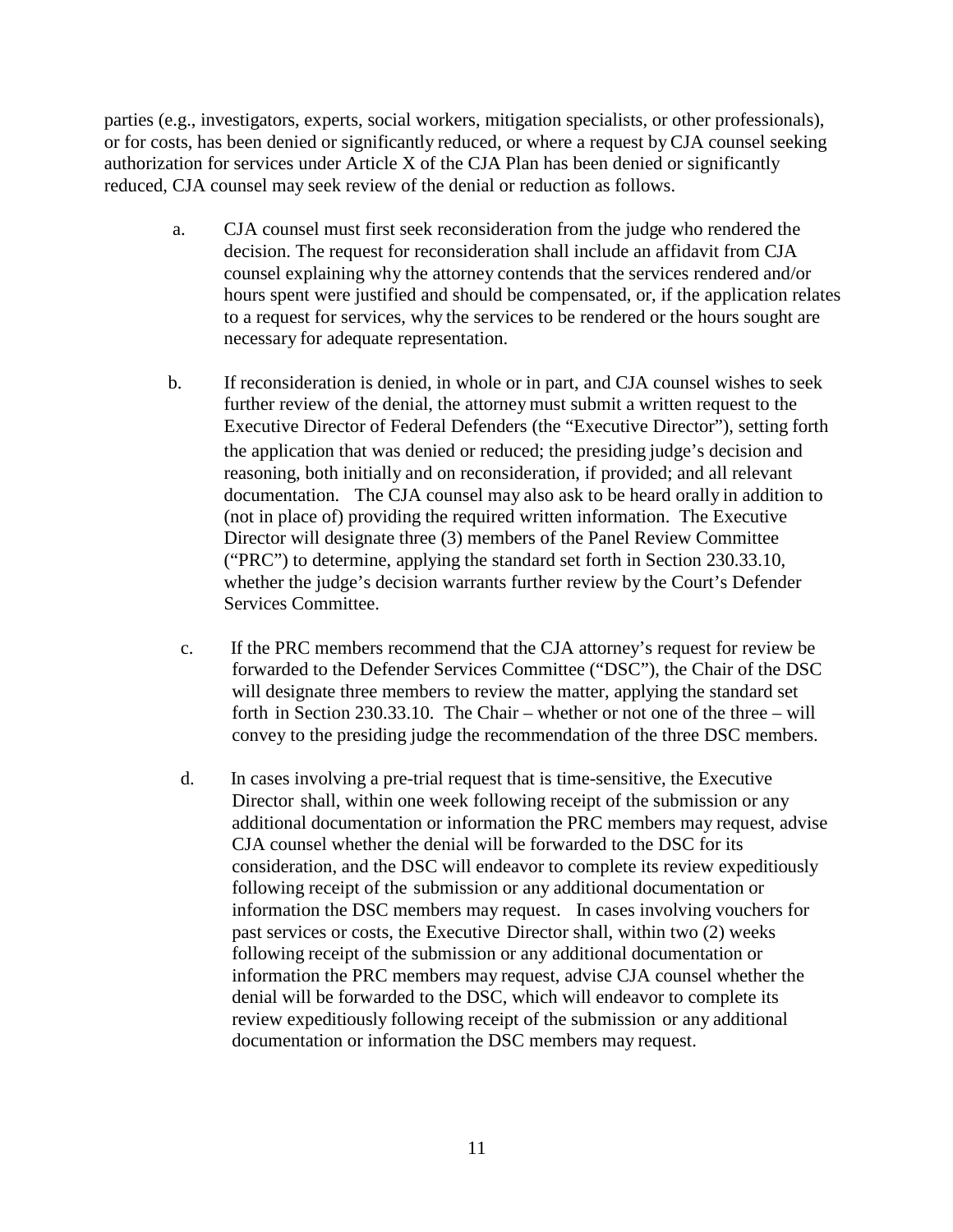parties (e.g., investigators, experts, social workers, mitigation specialists, or other professionals), or for costs, has been denied or significantly reduced, or where a request by CJA counsel seeking authorization for services under Article X of the CJA Plan has been denied or significantly reduced, CJA counsel may seek review of the denial or reduction as follows.

a. CJA counsel must first seek reconsideration from the judge who rendered the decision. The request for reconsideration shall include an affidavit from CJA counsel explaining why the attorney contends that the services rendered and/or hours spent were justified and should be compensated, or, if the application relates to a request for services, why the services to be rendered or the hours sought are necessary for adequate representation.

b. If reconsideration is denied, in whole or in part, and CJA counsel wishes to seek further review of the denial, the attorney must submit a written request to the Executive Director of Federal Defenders (the "Executive Director"), setting forth the application that was denied or reduced; the presiding judge's decision and reasoning, both initially and on reconsideration, if provided; and all relevant documentation. The CJA counsel may also ask to be heard orally in addition to (not in place of) providing the required written information. The Executive Director will designate three (3) members of the Panel Review Committee ("PRC") to determine, applying the standard set forth in Section 230.33.10, whether the judge's decision warrants further review by the Court's Defender Services Committee.

c. If the PRC members recommend that the CJA attorney's request for review be forwarded to the Defender Services Committee ("DSC"), the Chair of the DSC will designate three members to review the matter, applying the standard set forth in Section 230.33.10. The Chair – whether or not one of the three – will convey to the presiding judge the recommendation of the three DSC members.

d. In cases involving a pre-trial request that is time-sensitive, the Executive Director shall, within one week following receipt of the submission or any additional documentation or information the PRC members may request, advise CJA counsel whether the denial will be forwarded to the DSC for its consideration, and the DSC will endeavor to complete its review expeditiously following receipt of the submission or any additional documentation or information the DSC members may request. In cases involving vouchers for past services or costs, the Executive Director shall, within two (2) weeks following receipt of the submission or any additional documentation or information the PRC members may request, advise CJA counsel whether the denial will be forwarded to the DSC, which will endeavor to complete its review expeditiously following receipt of the submission or any additional documentation or information the DSC members may request.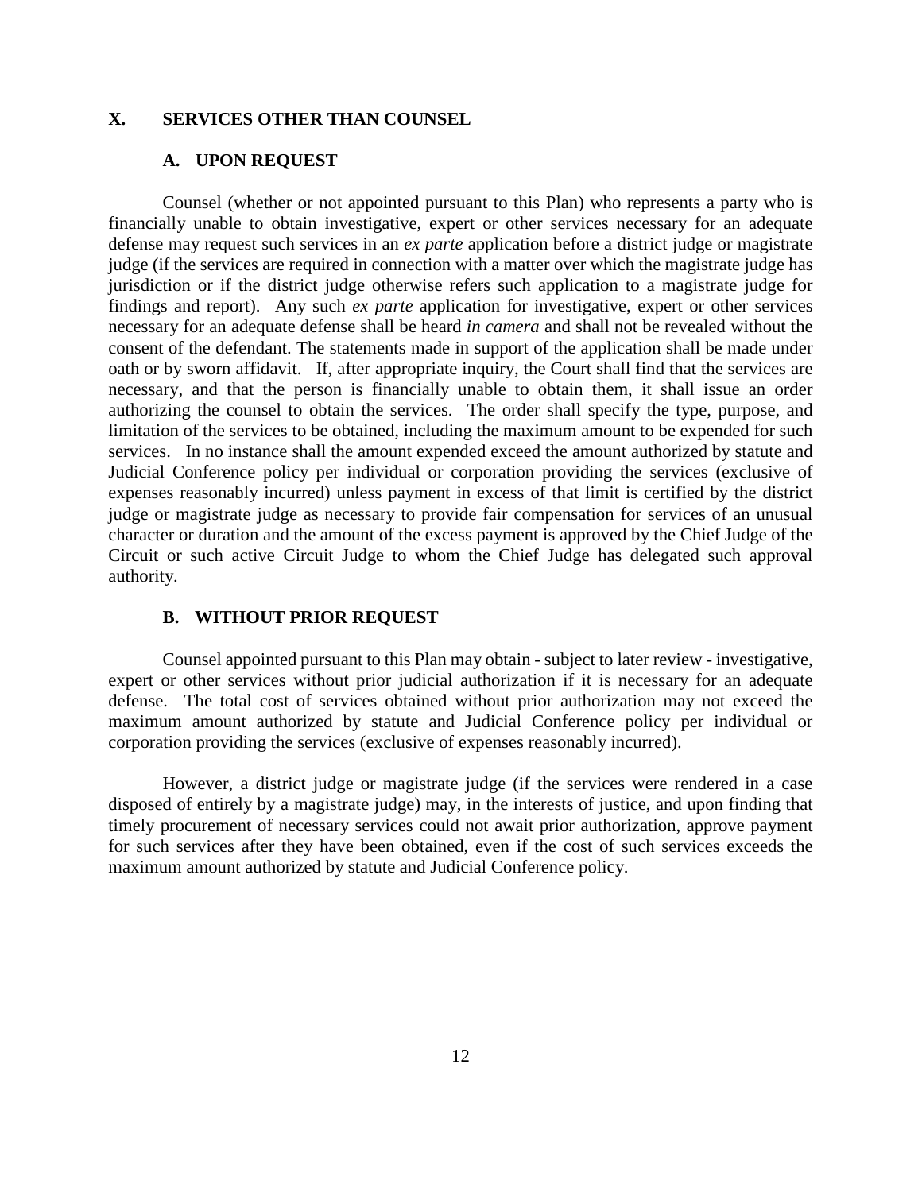## X. SERVICES OTHER THAN COUNSEL

### A. UPON REQUEST

Counsel (whether or not appointed pursuant to this Plan) who represents a party who is financially unable to obtain investigative, expert or other services necessary for an adequate defense may request such services in an *ex parte* application before a district judge or magistrate judge (if the services are required in connection with a matter over which the magistrate judge has jurisdiction or if the district judge otherwise refers such application to a magistrate judge for findings and report). Any such *ex parte* application for investigative, expert or other services necessary for an adequate defense shall be heard *in camera* and shall not be revealed without the consent of the defendant. The statements made in support of the application shall be made under oath or by sworn affidavit. If, after appropriate inquiry, the Court shall find that the services are necessary, and that the person is financially unable to obtain them, it shall issue an order authorizing the counsel to obtain the services. The order shall specify the type, purpose, and limitation of the services to be obtained, including the maximum amount to be expended for such services. In no instance shall the amount expended exceed the amount authorized by statute and Judicial Conference policy per individual or corporation providing the services (exclusive of expenses reasonably incurred) unless payment in excess of that limit is certified by the district judge or magistrate judge as necessary to provide fair compensation for services of an unusual character or duration and the amount of the excess payment is approved by the Chief Judge of the Circuit or such active Circuit Judge to whom the Chief Judge has delegated such approval authority.

### B. WITHOUT PRIOR REQUEST

Counsel appointed pursuant to this Plan may obtain - subject to later review - investigative, expert or other services without prior judicial authorization if it is necessary for an adequate defense. The total cost of services obtained without prior authorization may not exceed the maximum amount authorized by statute and Judicial Conference policy per individual or corporation providing the services (exclusive of expenses reasonably incurred).

However, a district judge or magistrate judge (if the services were rendered in a case disposed of entirely by a magistrate judge) may, in the interests of justice, and upon finding that timely procurement of necessary services could not await prior authorization, approve payment for such services after they have been obtained, even if the cost of such services exceeds the maximum amount authorized by statute and Judicial Conference policy.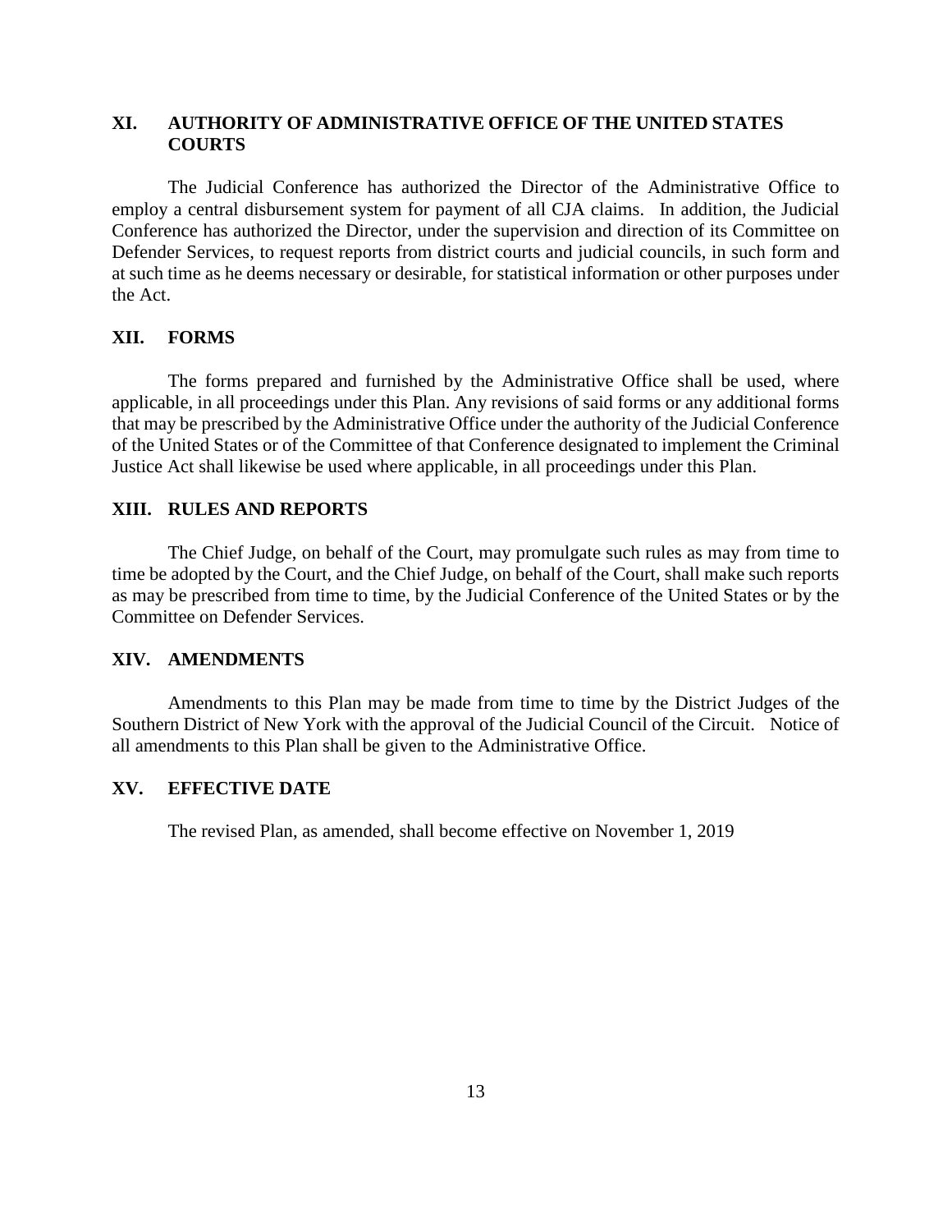## XI. AUTHORITY OF ADMINISTRATIVE OFFICE OF THE UNITED STATES COURTS

The Judicial Conference has authorized the Director of the Administrative Office to employ a central disbursement system for payment of all CJA claims. In addition, the Judicial Conference has authorized the Director, under the supervision and direction of its Committee on Defender Services, to request reports from district courts and judicial councils, in such form and at such time as he deems necessary or desirable, for statistical information or other purposes under the Act.

## XII. FORMS

The forms prepared and furnished by the Administrative Office shall be used, where applicable, in all proceedings under this Plan. Any revisions of said forms or any additional forms that may be prescribed by the Administrative Office under the authority of the Judicial Conference of the United States or of the Committee of that Conference designated to implement the Criminal Justice Act shall likewise be used where applicable, in all proceedings under this Plan.

## XIII. RULES AND REPORTS

The Chief Judge, on behalf of the Court, may promulgate such rules as may from time to time be adopted by the Court, and the Chief Judge, on behalf of the Court, shall make such reports as may be prescribed from time to time, by the Judicial Conference of the United States or by the Committee on Defender Services.

## XIV. AMENDMENTS

Amendments to this Plan may be made from time to time by the District Judges of the Southern District of New York with the approval of the Judicial Council of the Circuit. Notice of all amendments to this Plan shall be given to the Administrative Office.

## XV. EFFECTIVE DATE

The revised Plan, as amended, shall become effective on November 1, 2019